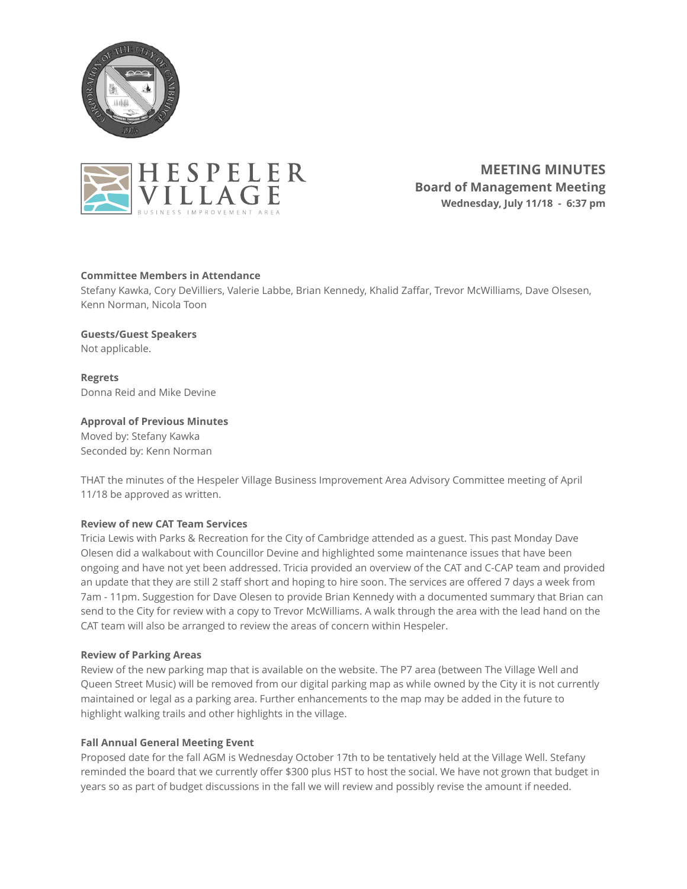HESPELER VILLAGE
BUSINESS IMPROVEMENT AREA

# MEETING MINUTES

## Board of Management Meeting

**Wednesday, July 11/18 - 6:37 pm**

**Committee Members in Attendance**
Stefany Kawka, Cory DeVilliers, Valerie Labbe, Brian Kennedy, Khalid Zaffar, Trevor McWilliams, Dave Olsesen, Kenn Norman, Nicola Toon

**Guests/Guest Speakers**
Not applicable.

**Regrets**
Donna Reid and Mike Devine

**Approval of Previous Minutes**
Moved by: Stefany Kawka
Seconded by: Kenn Norman

THAT the minutes of the Hespeler Village Business Improvement Area Advisory Committee meeting of April 11/18 be approved as written.

**Review of new CAT Team Services**
Tricia Lewis with Parks & Recreation for the City of Cambridge attended as a guest. This past Monday Dave Olesen did a walkabout with Councillor Devine and highlighted some maintenance issues that have been ongoing and have not yet been addressed. Tricia provided an overview of the CAT and C-CAP team and provided an update that they are still 2 staff short and hoping to hire soon. The services are offered 7 days a week from 7am - 11pm. Suggestion for Dave Olesen to provide Brian Kennedy with a documented summary that Brian can send to the City for review with a copy to Trevor McWilliams. A walk through the area with the lead hand on the CAT team will also be arranged to review the areas of concern within Hespeler.

**Review of Parking Areas**
Review of the new parking map that is available on the website. The P7 area (between The Village Well and Queen Street Music) will be removed from our digital parking map as while owned by the City it is not currently maintained or legal as a parking area. Further enhancements to the map may be added in the future to highlight walking trails and other highlights in the village.

**Fall Annual General Meeting Event**
Proposed date for the fall AGM is Wednesday October 17th to be tentatively held at the Village Well. Stefany reminded the board that we currently offer $300 plus HST to host the social. We have not grown that budget in years so as part of budget discussions in the fall we will review and possibly revise the amount if needed.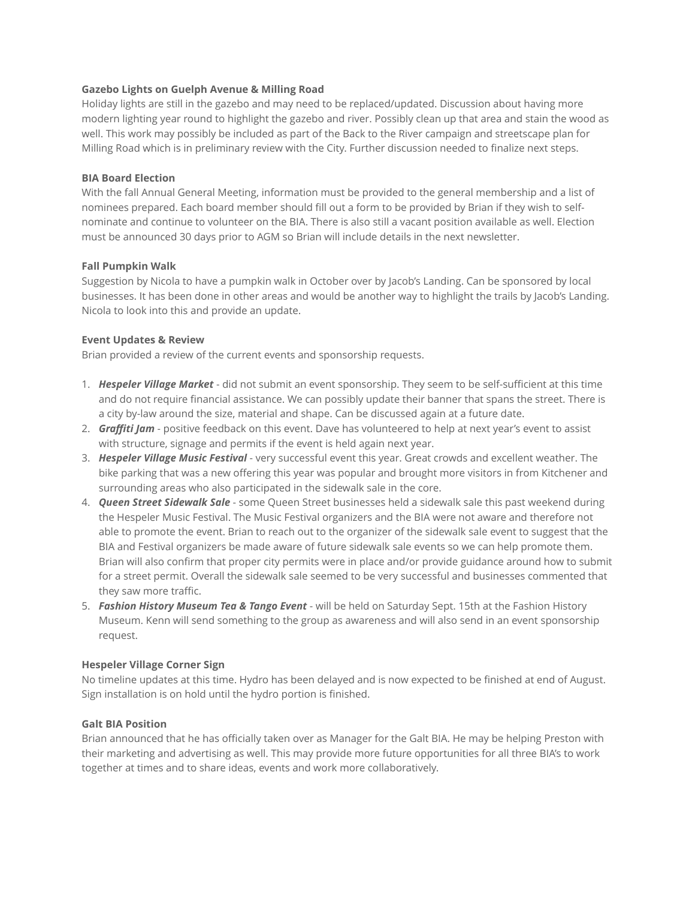**Gazebo Lights on Guelph Avenue & Milling Road**

Holiday lights are still in the gazebo and may need to be replaced/updated. Discussion about having more modern lighting year round to highlight the gazebo and river. Possibly clean up that area and stain the wood as well. This work may possibly be included as part of the Back to the River campaign and streetscape plan for Milling Road which is in preliminary review with the City. Further discussion needed to finalize next steps.

**BIA Board Election**

With the fall Annual General Meeting, information must be provided to the general membership and a list of nominees prepared. Each board member should fill out a form to be provided by Brian if they wish to self-nominate and continue to volunteer on the BIA. There is also still a vacant position available as well. Election must be announced 30 days prior to AGM so Brian will include details in the next newsletter.

**Fall Pumpkin Walk**

Suggestion by Nicola to have a pumpkin walk in October over by Jacob's Landing. Can be sponsored by local businesses. It has been done in other areas and would be another way to highlight the trails by Jacob's Landing. Nicola to look into this and provide an update.

**Event Updates & Review**

Brian provided a review of the current events and sponsorship requests.

1. ***Hespeler Village Market*** - did not submit an event sponsorship. They seem to be self-sufficient at this time and do not require financial assistance. We can possibly update their banner that spans the street. There is a city by-law around the size, material and shape. Can be discussed again at a future date.
2. ***Graffiti Jam*** - positive feedback on this event. Dave has volunteered to help at next year's event to assist with structure, signage and permits if the event is held again next year.
3. ***Hespeler Village Music Festival*** - very successful event this year. Great crowds and excellent weather. The bike parking that was a new offering this year was popular and brought more visitors in from Kitchener and surrounding areas who also participated in the sidewalk sale in the core.
4. ***Queen Street Sidewalk Sale*** - some Queen Street businesses held a sidewalk sale this past weekend during the Hespeler Music Festival. The Music Festival organizers and the BIA were not aware and therefore not able to promote the event. Brian to reach out to the organizer of the sidewalk sale event to suggest that the BIA and Festival organizers be made aware of future sidewalk sale events so we can help promote them. Brian will also confirm that proper city permits were in place and/or provide guidance around how to submit for a street permit. Overall the sidewalk sale seemed to be very successful and businesses commented that they saw more traffic.
5. ***Fashion History Museum Tea & Tango Event*** - will be held on Saturday Sept. 15th at the Fashion History Museum. Kenn will send something to the group as awareness and will also send in an event sponsorship request.

**Hespeler Village Corner Sign**

No timeline updates at this time. Hydro has been delayed and is now expected to be finished at end of August. Sign installation is on hold until the hydro portion is finished.

**Galt BIA Position**

Brian announced that he has officially taken over as Manager for the Galt BIA. He may be helping Preston with their marketing and advertising as well. This may provide more future opportunities for all three BIA's to work together at times and to share ideas, events and work more collaboratively.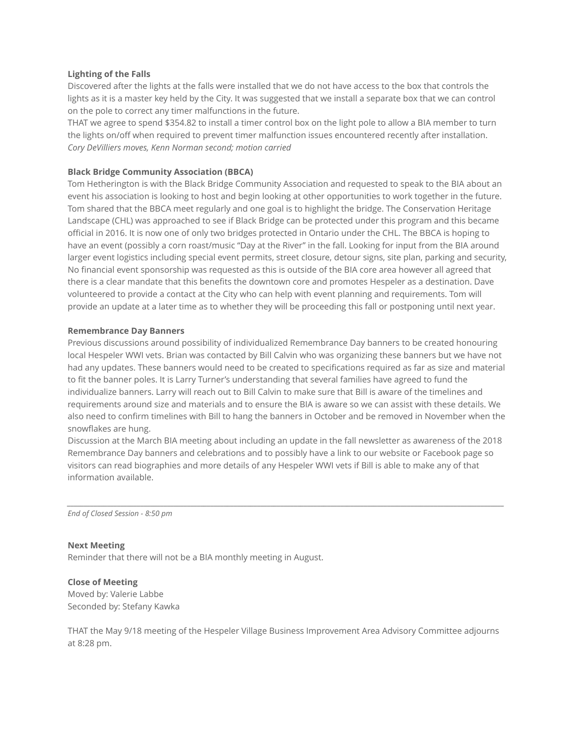**Lighting of the Falls**

Discovered after the lights at the falls were installed that we do not have access to the box that controls the lights as it is a master key held by the City. It was suggested that we install a separate box that we can control on the pole to correct any timer malfunctions in the future.

THAT we agree to spend $354.82 to install a timer control box on the light pole to allow a BIA member to turn the lights on/off when required to prevent timer malfunction issues encountered recently after installation.

*Cory DeVilliers moves, Kenn Norman second; motion carried*

**Black Bridge Community Association (BBCA)**

Tom Hetherington is with the Black Bridge Community Association and requested to speak to the BIA about an event his association is looking to host and begin looking at other opportunities to work together in the future. Tom shared that the BBCA meet regularly and one goal is to highlight the bridge. The Conservation Heritage Landscape (CHL) was approached to see if Black Bridge can be protected under this program and this became official in 2016. It is now one of only two bridges protected in Ontario under the CHL. The BBCA is hoping to have an event (possibly a corn roast/music "Day at the River" in the fall. Looking for input from the BIA around larger event logistics including special event permits, street closure, detour signs, site plan, parking and security, No financial event sponsorship was requested as this is outside of the BIA core area however all agreed that there is a clear mandate that this benefits the downtown core and promotes Hespeler as a destination. Dave volunteered to provide a contact at the City who can help with event planning and requirements. Tom will provide an update at a later time as to whether they will be proceeding this fall or postponing until next year.

**Remembrance Day Banners**

Previous discussions around possibility of individualized Remembrance Day banners to be created honouring local Hespeler WWI vets. Brian was contacted by Bill Calvin who was organizing these banners but we have not had any updates. These banners would need to be created to specifications required as far as size and material to fit the banner poles. It is Larry Turner's understanding that several families have agreed to fund the individualize banners. Larry will reach out to Bill Calvin to make sure that Bill is aware of the timelines and requirements around size and materials and to ensure the BIA is aware so we can assist with these details. We also need to confirm timelines with Bill to hang the banners in October and be removed in November when the snowflakes are hung.

Discussion at the March BIA meeting about including an update in the fall newsletter as awareness of the 2018 Remembrance Day banners and celebrations and to possibly have a link to our website or Facebook page so visitors can read biographies and more details of any Hespeler WWI vets if Bill is able to make any of that information available.

---

*End of Closed Session - 8:50 pm*

**Next Meeting**

Reminder that there will not be a BIA monthly meeting in August.

**Close of Meeting**

Moved by: Valerie Labbe
Seconded by: Stefany Kawka

THAT the May 9/18 meeting of the Hespeler Village Business Improvement Area Advisory Committee adjourns at 8:28 pm.